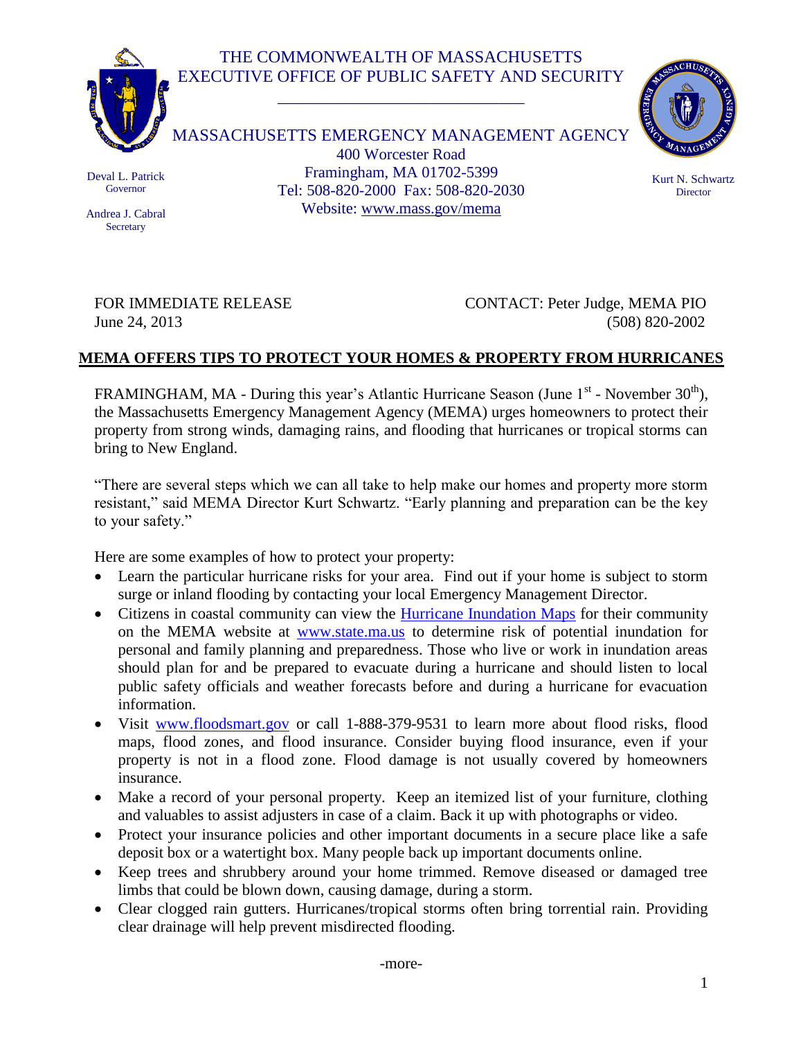THE COMMONWEALTH OF MASSACHUSETTS
EXECUTIVE OFFICE OF PUBLIC SAFETY AND SECURITY

MASSACHUSETTS EMERGENCY MANAGEMENT AGENCY
400 Worcester Road
Framingham, MA 01702-5399
Tel: 508-820-2000 Fax: 508-820-2030
Website: www.mass.gov/mema

Deval L. Patrick
Governor

Andrea J. Cabral
Secretary

Kurt N. Schwartz
Director

FOR IMMEDIATE RELEASE
June 24, 2013

CONTACT: Peter Judge, MEMA PIO
(508) 820-2002

## MEMA OFFERS TIPS TO PROTECT YOUR HOMES & PROPERTY FROM HURRICANES

FRAMINGHAM, MA - During this year's Atlantic Hurricane Season (June 1st - November 30th), the Massachusetts Emergency Management Agency (MEMA) urges homeowners to protect their property from strong winds, damaging rains, and flooding that hurricanes or tropical storms can bring to New England.

"There are several steps which we can all take to help make our homes and property more storm resistant," said MEMA Director Kurt Schwartz. "Early planning and preparation can be the key to your safety."

Here are some examples of how to protect your property:

- Learn the particular hurricane risks for your area. Find out if your home is subject to storm surge or inland flooding by contacting your local Emergency Management Director.
- Citizens in coastal community can view the Hurricane Inundation Maps for their community on the MEMA website at www.state.ma.us to determine risk of potential inundation for personal and family planning and preparedness. Those who live or work in inundation areas should plan for and be prepared to evacuate during a hurricane and should listen to local public safety officials and weather forecasts before and during a hurricane for evacuation information.
- Visit www.floodsmart.gov or call 1-888-379-9531 to learn more about flood risks, flood maps, flood zones, and flood insurance. Consider buying flood insurance, even if your property is not in a flood zone. Flood damage is not usually covered by homeowners insurance.
- Make a record of your personal property. Keep an itemized list of your furniture, clothing and valuables to assist adjusters in case of a claim. Back it up with photographs or video.
- Protect your insurance policies and other important documents in a secure place like a safe deposit box or a watertight box. Many people back up important documents online.
- Keep trees and shrubbery around your home trimmed. Remove diseased or damaged tree limbs that could be blown down, causing damage, during a storm.
- Clear clogged rain gutters. Hurricanes/tropical storms often bring torrential rain. Providing clear drainage will help prevent misdirected flooding.

-more-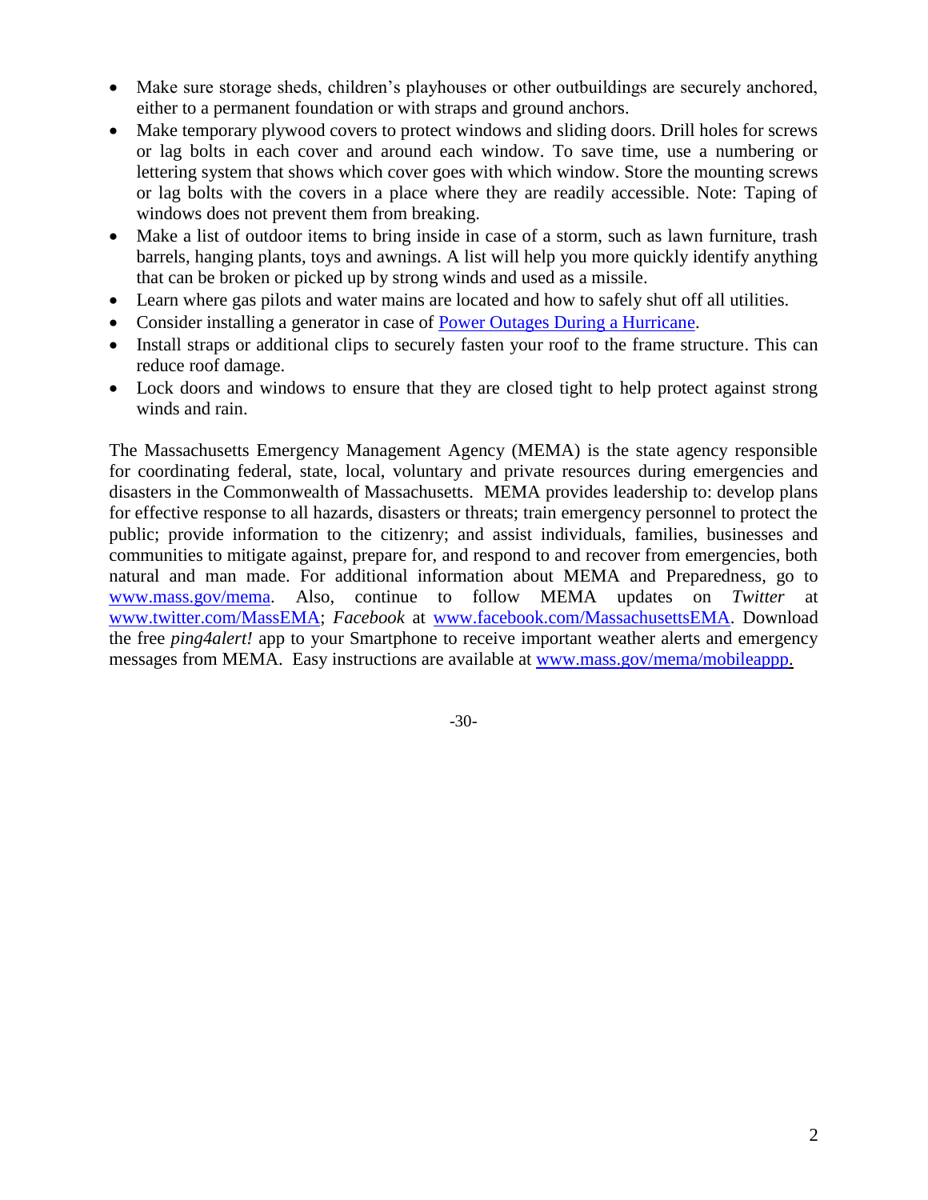- Make sure storage sheds, children's playhouses or other outbuildings are securely anchored, either to a permanent foundation or with straps and ground anchors.
- Make temporary plywood covers to protect windows and sliding doors. Drill holes for screws or lag bolts in each cover and around each window. To save time, use a numbering or lettering system that shows which cover goes with which window. Store the mounting screws or lag bolts with the covers in a place where they are readily accessible. Note: Taping of windows does not prevent them from breaking.
- Make a list of outdoor items to bring inside in case of a storm, such as lawn furniture, trash barrels, hanging plants, toys and awnings. A list will help you more quickly identify anything that can be broken or picked up by strong winds and used as a missile.
- Learn where gas pilots and water mains are located and how to safely shut off all utilities.
- Consider installing a generator in case of Power Outages During a Hurricane.
- Install straps or additional clips to securely fasten your roof to the frame structure. This can reduce roof damage.
- Lock doors and windows to ensure that they are closed tight to help protect against strong winds and rain.

The Massachusetts Emergency Management Agency (MEMA) is the state agency responsible for coordinating federal, state, local, voluntary and private resources during emergencies and disasters in the Commonwealth of Massachusetts. MEMA provides leadership to: develop plans for effective response to all hazards, disasters or threats; train emergency personnel to protect the public; provide information to the citizenry; and assist individuals, families, businesses and communities to mitigate against, prepare for, and respond to and recover from emergencies, both natural and man made. For additional information about MEMA and Preparedness, go to www.mass.gov/mema. Also, continue to follow MEMA updates on *Twitter* at www.twitter.com/MassEMA; *Facebook* at www.facebook.com/MassachusettsEMA. Download the free *ping4alert!* app to your Smartphone to receive important weather alerts and emergency messages from MEMA. Easy instructions are available at www.mass.gov/mema/mobileappp.

-30-